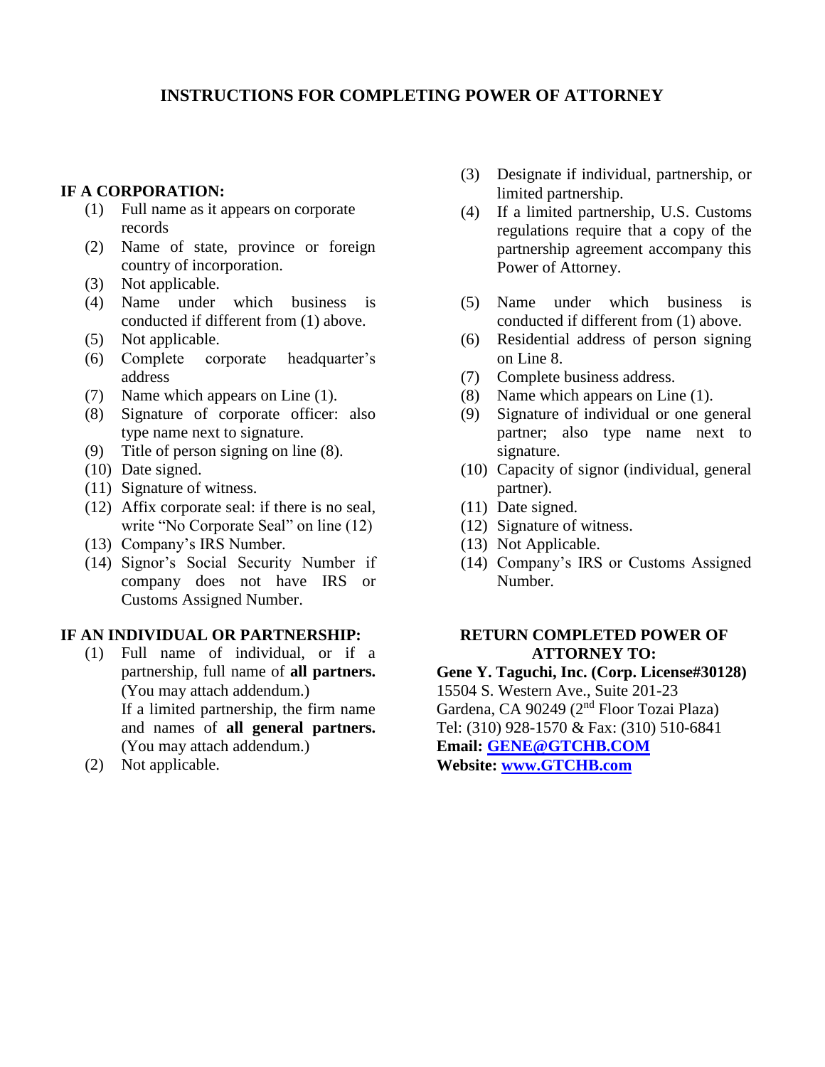# INSTRUCTIONS FOR COMPLETING POWER OF ATTORNEY

## IF A CORPORATION:

(1) Full name as it appears on corporate records
(2) Name of state, province or foreign country of incorporation.
(3) Not applicable.
(4) Name under which business is conducted if different from (1) above.
(5) Not applicable.
(6) Complete corporate headquarter's address
(7) Name which appears on Line (1).
(8) Signature of corporate officer: also type name next to signature.
(9) Title of person signing on line (8).
(10) Date signed.
(11) Signature of witness.
(12) Affix corporate seal: if there is no seal, write "No Corporate Seal" on line (12)
(13) Company's IRS Number.
(14) Signor's Social Security Number if company does not have IRS or Customs Assigned Number.

## IF AN INDIVIDUAL OR PARTNERSHIP:

(1) Full name of individual, or if a partnership, full name of **all partners.** (You may attach addendum.)
If a limited partnership, the firm name and names of **all general partners.** (You may attach addendum.)
(2) Not applicable.
(3) Designate if individual, partnership, or limited partnership.
(4) If a limited partnership, U.S. Customs regulations require that a copy of the partnership agreement accompany this Power of Attorney.
(5) Name under which business is conducted if different from (1) above.
(6) Residential address of person signing on Line 8.
(7) Complete business address.
(8) Name which appears on Line (1).
(9) Signature of individual or one general partner; also type name next to signature.
(10) Capacity of signor (individual, general partner).
(11) Date signed.
(12) Signature of witness.
(13) Not Applicable.
(14) Company's IRS or Customs Assigned Number.

## RETURN COMPLETED POWER OF ATTORNEY TO:

**Gene Y. Taguchi, Inc. (Corp. License#30128)**
15504 S. Western Ave., Suite 201-23
Gardena, CA 90249 (2nd Floor Tozai Plaza)
Tel: (310) 928-1570 & Fax: (310) 510-6841
**Email: GENE@GTCHB.COM**
**Website: www.GTCHB.com**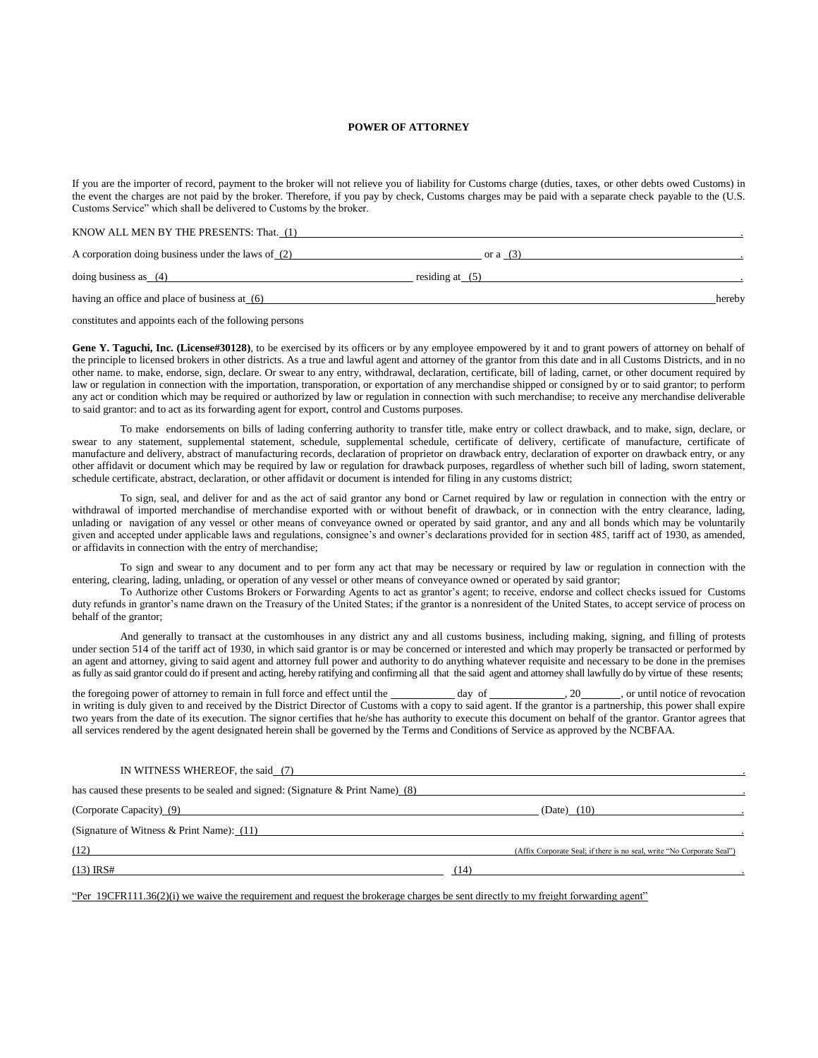**POWER OF ATTORNEY**

If you are the importer of record, payment to the broker will not relieve you of liability for Customs charge (duties, taxes, or other debts owed Customs) in the event the charges are not paid by the broker. Therefore, if you pay by check, Customs charges may be paid with a separate check payable to the (U.S. Customs Service" which shall be delivered to Customs by the broker.

KNOW ALL MEN BY THE PRESENTS: That. (1) ______________________________________________.

A corporation doing business under the laws of (2) ____________________ or a (3) ____________________.

doing business as (4) ____________________ residing at (5) ____________________.

having an office and place of business at (6) ______________________________________________ hereby

constitutes and appoints each of the following persons

**Gene Y. Taguchi, Inc. (License#30128)**, to be exercised by its officers or by any employee empowered by it and to grant powers of attorney on behalf of the principle to licensed brokers in other districts. As a true and lawful agent and attorney of the grantor from this date and in all Customs Districts, and in no other name. to make, endorse, sign, declare. Or swear to any entry, withdrawal, declaration, certificate, bill of lading, carnet, or other document required by law or regulation in connection with the importation, transporation, or exportation of any merchandise shipped or consigned by or to said grantor; to perform any act or condition which may be required or authorized by law or regulation in connection with such merchandise; to receive any merchandise deliverable to said grantor: and to act as its forwarding agent for export, control and Customs purposes.

To make endorsements on bills of lading conferring authority to transfer title, make entry or collect drawback, and to make, sign, declare, or swear to any statement, supplemental statement, schedule, supplemental schedule, certificate of delivery, certificate of manufacture, certificate of manufacture and delivery, abstract of manufacturing records, declaration of proprietor on drawback entry, declaration of exporter on drawback entry, or any other affidavit or document which may be required by law or regulation for drawback purposes, regardless of whether such bill of lading, sworn statement, schedule certificate, abstract, declaration, or other affidavit or document is intended for filing in any customs district;

To sign, seal, and deliver for and as the act of said grantor any bond or Carnet required by law or regulation in connection with the entry or withdrawal of imported merchandise of merchandise exported with or without benefit of drawback, or in connection with the entry clearance, lading, unlading or navigation of any vessel or other means of conveyance owned or operated by said grantor, and any and all bonds which may be voluntarily given and accepted under applicable laws and regulations, consignee's and owner's declarations provided for in section 485, tariff act of 1930, as amended, or affidavits in connection with the entry of merchandise;

To sign and swear to any document and to per form any act that may be necessary or required by law or regulation in connection with the entering, clearing, lading, unlading, or operation of any vessel or other means of conveyance owned or operated by said grantor;

To Authorize other Customs Brokers or Forwarding Agents to act as grantor's agent; to receive, endorse and collect checks issued for Customs duty refunds in grantor's name drawn on the Treasury of the United States; if the grantor is a nonresident of the United States, to accept service of process on behalf of the grantor;

And generally to transact at the customhouses in any district any and all customs business, including making, signing, and filling of protests under section 514 of the tariff act of 1930, in which said grantor is or may be concerned or interested and which may properly be transacted or performed by an agent and attorney, giving to said agent and attorney full power and authority to do anything whatever requisite and necessary to be done in the premises as fully as said grantor could do if present and acting, hereby ratifying and confirming all that the said agent and attorney shall lawfully do by virtue of these resents;

the foregoing power of attorney to remain in full force and effect until the __________ day of __________, 20______, or until notice of revocation in writing is duly given to and received by the District Director of Customs with a copy to said agent. If the grantor is a partnership, this power shall expire two years from the date of its execution. The signor certifies that he/she has authority to execute this document on behalf of the grantor. Grantor agrees that all services rendered by the agent designated herein shall be governed by the Terms and Conditions of Service as approved by the NCBFAA.

IN WITNESS WHEREOF, the said (7) ______________________________________________.

has caused these presents to be sealed and signed: (Signature & Print Name) (8) ____________________.

(Corporate Capacity) (9) ____________________ (Date) (10) ____________________.

(Signature of Witness & Print Name): (11) ______________________________________________.

(12) ____________________ (Affix Corporate Seal; if there is no seal, write "No Corporate Seal")

(13) IRS# ____________________ (14) ____________________.

"Per 19CFR111.36(2)(i) we waive the requirement and request the brokerage charges be sent directly to my freight forwarding agent"